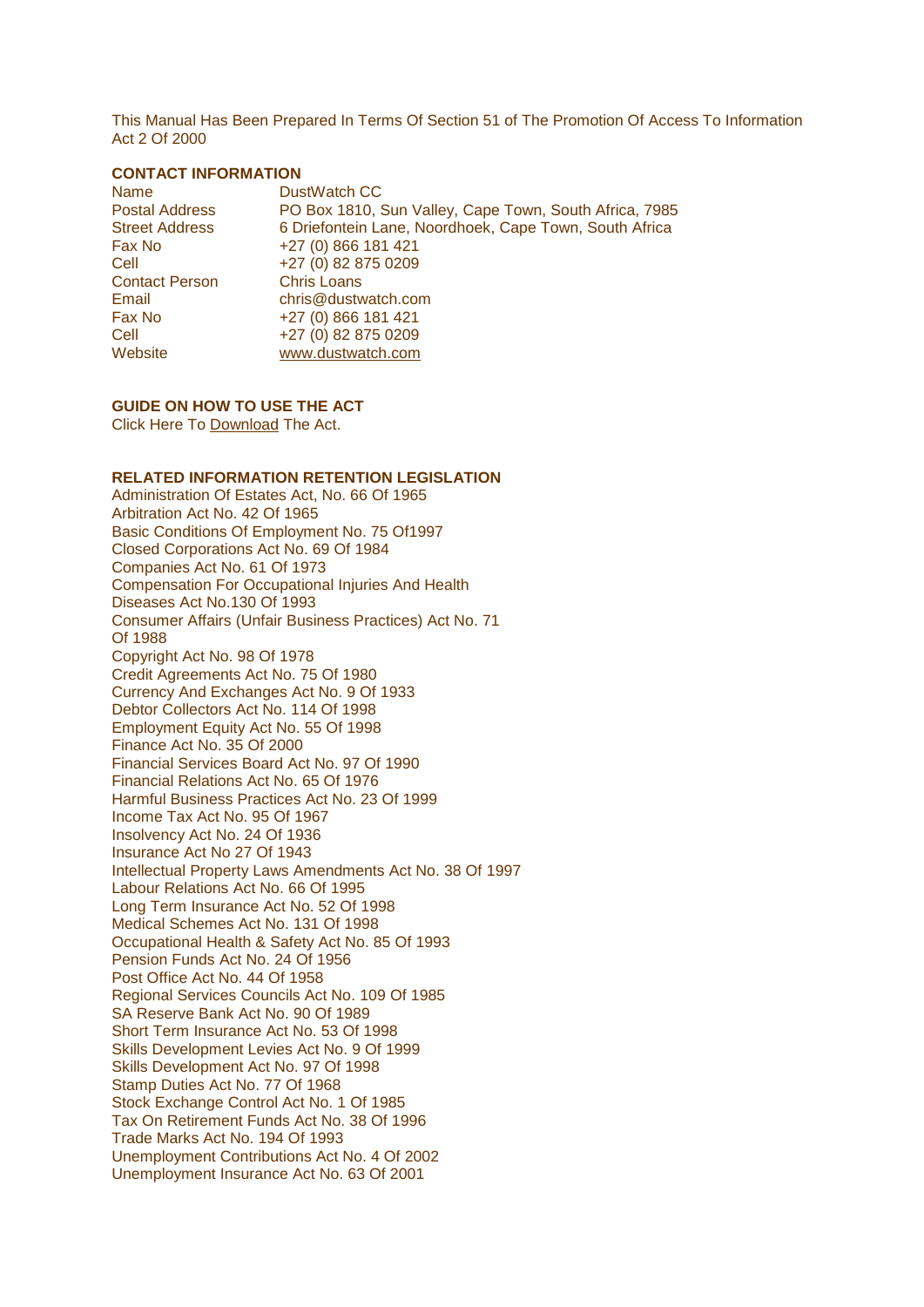This Manual Has Been Prepared In Terms Of Section 51 of The Promotion Of Access To Information Act 2 Of 2000

**CONTACT INFORMATION**

| | |
|---|---|
| Name | DustWatch CC |
| Postal Address | PO Box 1810, Sun Valley, Cape Town, South Africa, 7985 |
| Street Address | 6 Driefontein Lane, Noordhoek, Cape Town, South Africa |
| Fax No | +27 (0) 866 181 421 |
| Cell | +27 (0) 82 875 0209 |
| Contact Person | Chris Loans |
| Email | chris@dustwatch.com |
| Fax No | +27 (0) 866 181 421 |
| Cell | +27 (0) 82 875 0209 |
| Website | www.dustwatch.com |

**GUIDE ON HOW TO USE THE ACT**

Click Here To Download The Act.

**RELATED INFORMATION RETENTION LEGISLATION**

Administration Of Estates Act, No. 66 Of 1965
Arbitration Act No. 42 Of 1965
Basic Conditions Of Employment No. 75 Of1997
Closed Corporations Act No. 69 Of 1984
Companies Act No. 61 Of 1973
Compensation For Occupational Injuries And Health Diseases Act No.130 Of 1993
Consumer Affairs (Unfair Business Practices) Act No. 71 Of 1988
Copyright Act No. 98 Of 1978
Credit Agreements Act No. 75 Of 1980
Currency And Exchanges Act No. 9 Of 1933
Debtor Collectors Act No. 114 Of 1998
Employment Equity Act No. 55 Of 1998
Finance Act No. 35 Of 2000
Financial Services Board Act No. 97 Of 1990
Financial Relations Act No. 65 Of 1976
Harmful Business Practices Act No. 23 Of 1999
Income Tax Act No. 95 Of 1967
Insolvency Act No. 24 Of 1936
Insurance Act No 27 Of 1943
Intellectual Property Laws Amendments Act No. 38 Of 1997
Labour Relations Act No. 66 Of 1995
Long Term Insurance Act No. 52 Of 1998
Medical Schemes Act No. 131 Of 1998
Occupational Health & Safety Act No. 85 Of 1993
Pension Funds Act No. 24 Of 1956
Post Office Act No. 44 Of 1958
Regional Services Councils Act No. 109 Of 1985
SA Reserve Bank Act No. 90 Of 1989
Short Term Insurance Act No. 53 Of 1998
Skills Development Levies Act No. 9 Of 1999
Skills Development Act No. 97 Of 1998
Stamp Duties Act No. 77 Of 1968
Stock Exchange Control Act No. 1 Of 1985
Tax On Retirement Funds Act No. 38 Of 1996
Trade Marks Act No. 194 Of 1993
Unemployment Contributions Act No. 4 Of 2002
Unemployment Insurance Act No. 63 Of 2001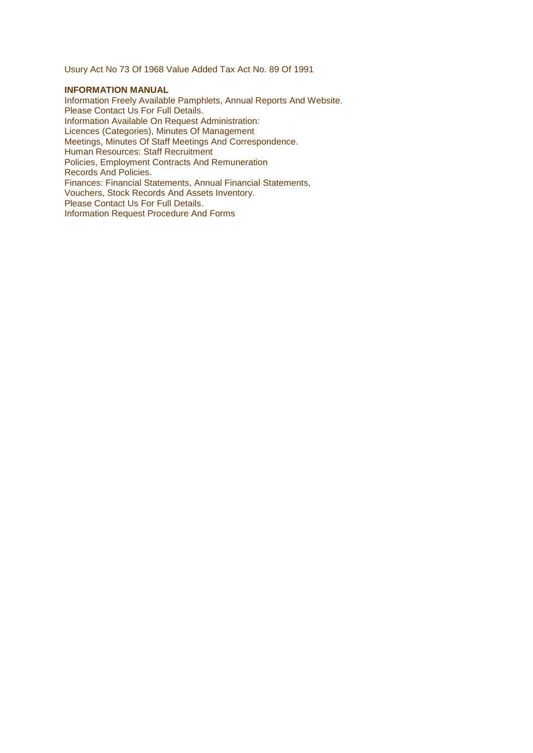Usury Act No 73 Of 1968 Value Added Tax Act No. 89 Of 1991

**INFORMATION MANUAL**

Information Freely Available Pamphlets, Annual Reports And Website.
Please Contact Us For Full Details.
Information Available On Request Administration:
Licences (Categories), Minutes Of Management
Meetings, Minutes Of Staff Meetings And Correspondence.
Human Resources: Staff Recruitment
Policies, Employment Contracts And Remuneration
Records And Policies.
Finances: Financial Statements, Annual Financial Statements,
Vouchers, Stock Records And Assets Inventory.
Please Contact Us For Full Details.
Information Request Procedure And Forms